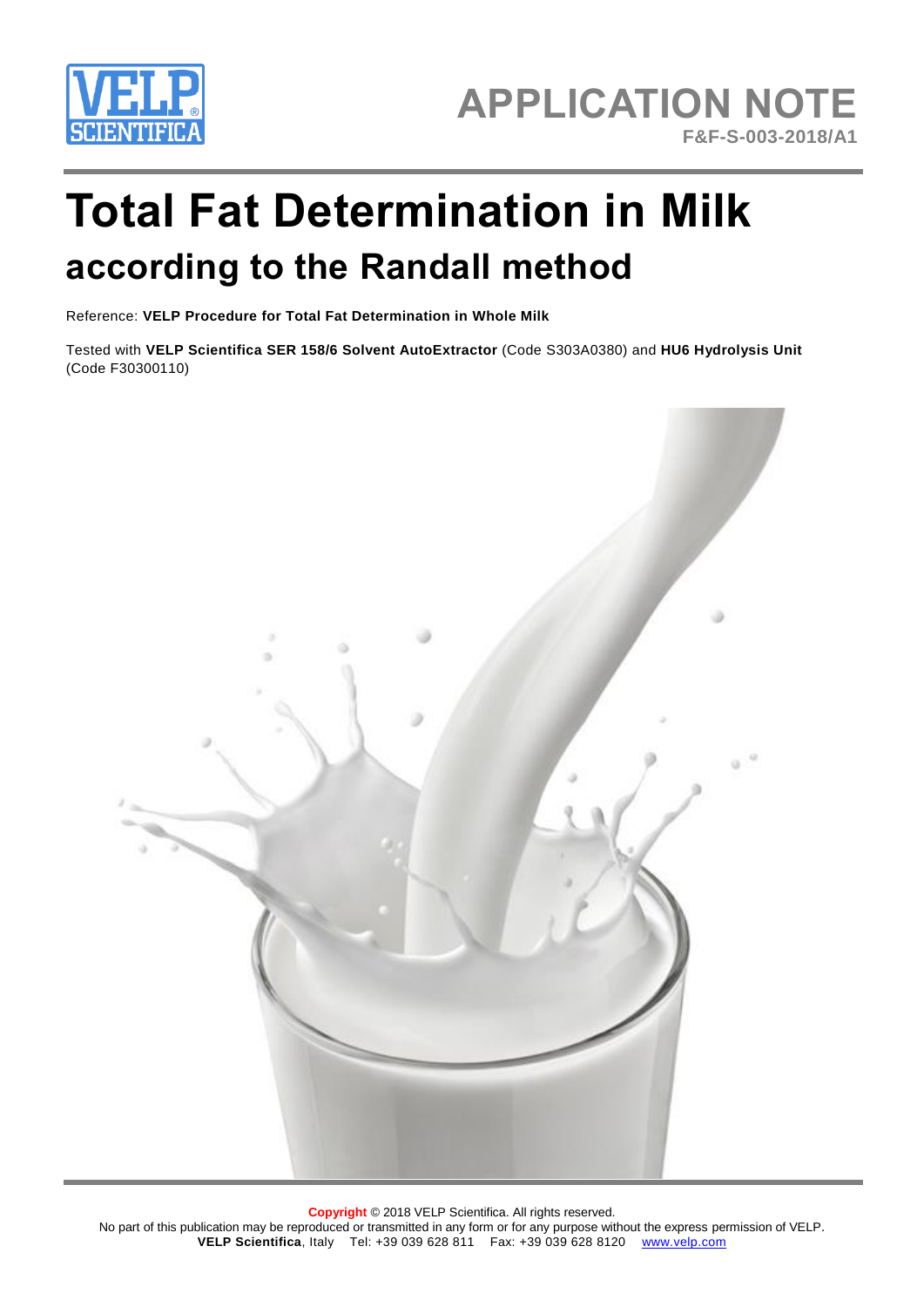APPLICATION NOTE

F&F-S-003-2018/A1

# Total Fat Determination in Milk

## according to the Randall method

Reference: **VELP Procedure for Total Fat Determination in Whole Milk**

Tested with **VELP Scientifica SER 158/6 Solvent AutoExtractor** (Code S303A0380) and **HU6 Hydrolysis Unit** (Code F30300110)

**Copyright** © 2018 VELP Scientifica. All rights reserved.
No part of this publication may be reproduced or transmitted in any form or for any purpose without the express permission of VELP.
**VELP Scientifica**, Italy Tel: +39 039 628 811 Fax: +39 039 628 8120 www.velp.com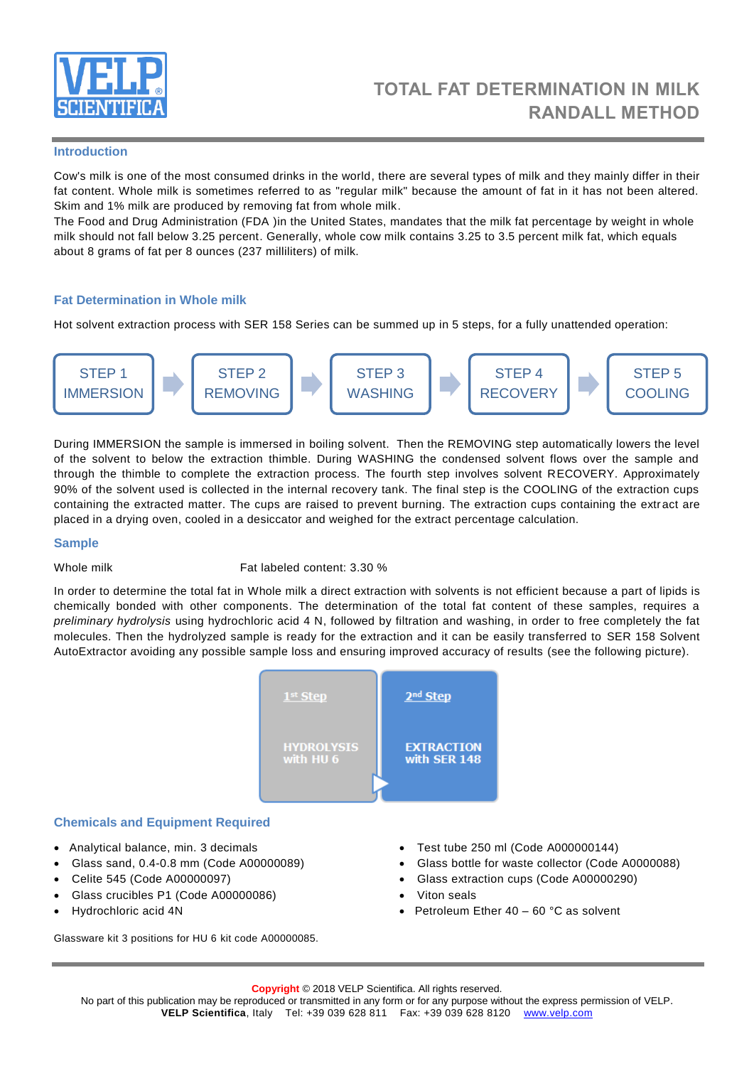# TOTAL FAT DETERMINATION IN MILK
# RANDALL METHOD

## Introduction

Cow's milk is one of the most consumed drinks in the world, there are several types of milk and they mainly differ in their fat content. Whole milk is sometimes referred to as "regular milk" because the amount of fat in it has not been altered. Skim and 1% milk are produced by removing fat from whole milk.
The Food and Drug Administration (FDA )in the United States, mandates that the milk fat percentage by weight in whole milk should not fall below 3.25 percent. Generally, whole cow milk contains 3.25 to 3.5 percent milk fat, which equals about 8 grams of fat per 8 ounces (237 milliliters) of milk.

## Fat Determination in Whole milk

Hot solvent extraction process with SER 158 Series can be summed up in 5 steps, for a fully unattended operation:

STEP 1 IMMERSION → STEP 2 REMOVING → STEP 3 WASHING → STEP 4 RECOVERY → STEP 5 COOLING

During IMMERSION the sample is immersed in boiling solvent. Then the REMOVING step automatically lowers the level of the solvent to below the extraction thimble. During WASHING the condensed solvent flows over the sample and through the thimble to complete the extraction process. The fourth step involves solvent RECOVERY. Approximately 90% of the solvent used is collected in the internal recovery tank. The final step is the COOLING of the extraction cups containing the extracted matter. The cups are raised to prevent burning. The extraction cups containing the extract are placed in a drying oven, cooled in a desiccator and weighed for the extract percentage calculation.

## Sample

Whole milk Fat labeled content: 3.30 %

In order to determine the total fat in Whole milk a direct extraction with solvents is not efficient because a part of lipids is chemically bonded with other components. The determination of the total fat content of these samples, requires a *preliminary hydrolysis* using hydrochloric acid 4 N, followed by filtration and washing, in order to free completely the fat molecules. Then the hydrolyzed sample is ready for the extraction and it can be easily transferred to SER 158 Solvent AutoExtractor avoiding any possible sample loss and ensuring improved accuracy of results (see the following picture).

1st Step: HYDROLYSIS with HU 6 → 2nd Step: EXTRACTION with SER 148

## Chemicals and Equipment Required

- Analytical balance, min. 3 decimals
- Glass sand, 0.4-0.8 mm (Code A00000089)
- Celite 545 (Code A00000097)
- Glass crucibles P1 (Code A00000086)
- Hydrochloric acid 4N
- Test tube 250 ml (Code A000000144)
- Glass bottle for waste collector (Code A0000088)
- Glass extraction cups (Code A00000290)
- Viton seals
- Petroleum Ether 40 – 60 °C as solvent

Glassware kit 3 positions for HU 6 kit code A00000085.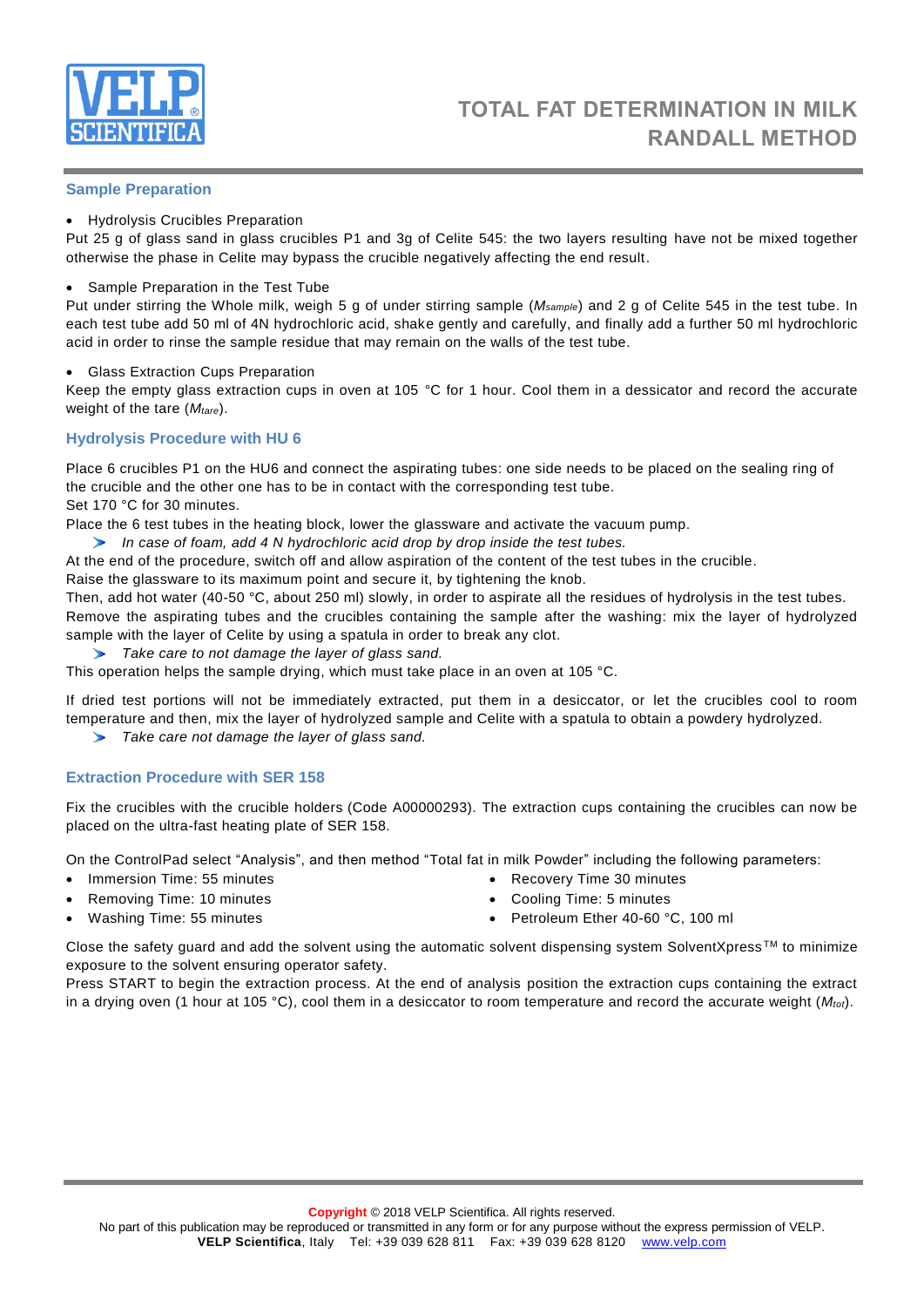# TOTAL FAT DETERMINATION IN MILK RANDALL METHOD

## Sample Preparation

- Hydrolysis Crucibles Preparation

Put 25 g of glass sand in glass crucibles P1 and 3g of Celite 545: the two layers resulting have not be mixed together otherwise the phase in Celite may bypass the crucible negatively affecting the end result.

- Sample Preparation in the Test Tube

Put under stirring the Whole milk, weigh 5 g of under stirring sample ($M_{sample}$) and 2 g of Celite 545 in the test tube. In each test tube add 50 ml of 4N hydrochloric acid, shake gently and carefully, and finally add a further 50 ml hydrochloric acid in order to rinse the sample residue that may remain on the walls of the test tube.

- Glass Extraction Cups Preparation

Keep the empty glass extraction cups in oven at 105 °C for 1 hour. Cool them in a dessicator and record the accurate weight of the tare ($M_{tare}$).

## Hydrolysis Procedure with HU 6

Place 6 crucibles P1 on the HU6 and connect the aspirating tubes: one side needs to be placed on the sealing ring of the crucible and the other one has to be in contact with the corresponding test tube.
Set 170 °C for 30 minutes.
Place the 6 test tubes in the heating block, lower the glassware and activate the vacuum pump.

> *In case of foam, add 4 N hydrochloric acid drop by drop inside the test tubes.*

At the end of the procedure, switch off and allow aspiration of the content of the test tubes in the crucible.
Raise the glassware to its maximum point and secure it, by tightening the knob.
Then, add hot water (40-50 °C, about 250 ml) slowly, in order to aspirate all the residues of hydrolysis in the test tubes.
Remove the aspirating tubes and the crucibles containing the sample after the washing: mix the layer of hydrolyzed sample with the layer of Celite by using a spatula in order to break any clot.

> *Take care to not damage the layer of glass sand.*

This operation helps the sample drying, which must take place in an oven at 105 °C.

If dried test portions will not be immediately extracted, put them in a desiccator, or let the crucibles cool to room temperature and then, mix the layer of hydrolyzed sample and Celite with a spatula to obtain a powdery hydrolyzed.

> *Take care not damage the layer of glass sand.*

## Extraction Procedure with SER 158

Fix the crucibles with the crucible holders (Code A00000293). The extraction cups containing the crucibles can now be placed on the ultra-fast heating plate of SER 158.

On the ControlPad select "Analysis", and then method "Total fat in milk Powder" including the following parameters:

- Immersion Time: 55 minutes
- Removing Time: 10 minutes
- Washing Time: 55 minutes
- Recovery Time 30 minutes
- Cooling Time: 5 minutes
- Petroleum Ether 40-60 °C, 100 ml

Close the safety guard and add the solvent using the automatic solvent dispensing system SolventXpress™ to minimize exposure to the solvent ensuring operator safety.
Press START to begin the extraction process. At the end of analysis position the extraction cups containing the extract in a drying oven (1 hour at 105 °C), cool them in a desiccator to room temperature and record the accurate weight ($M_{tot}$).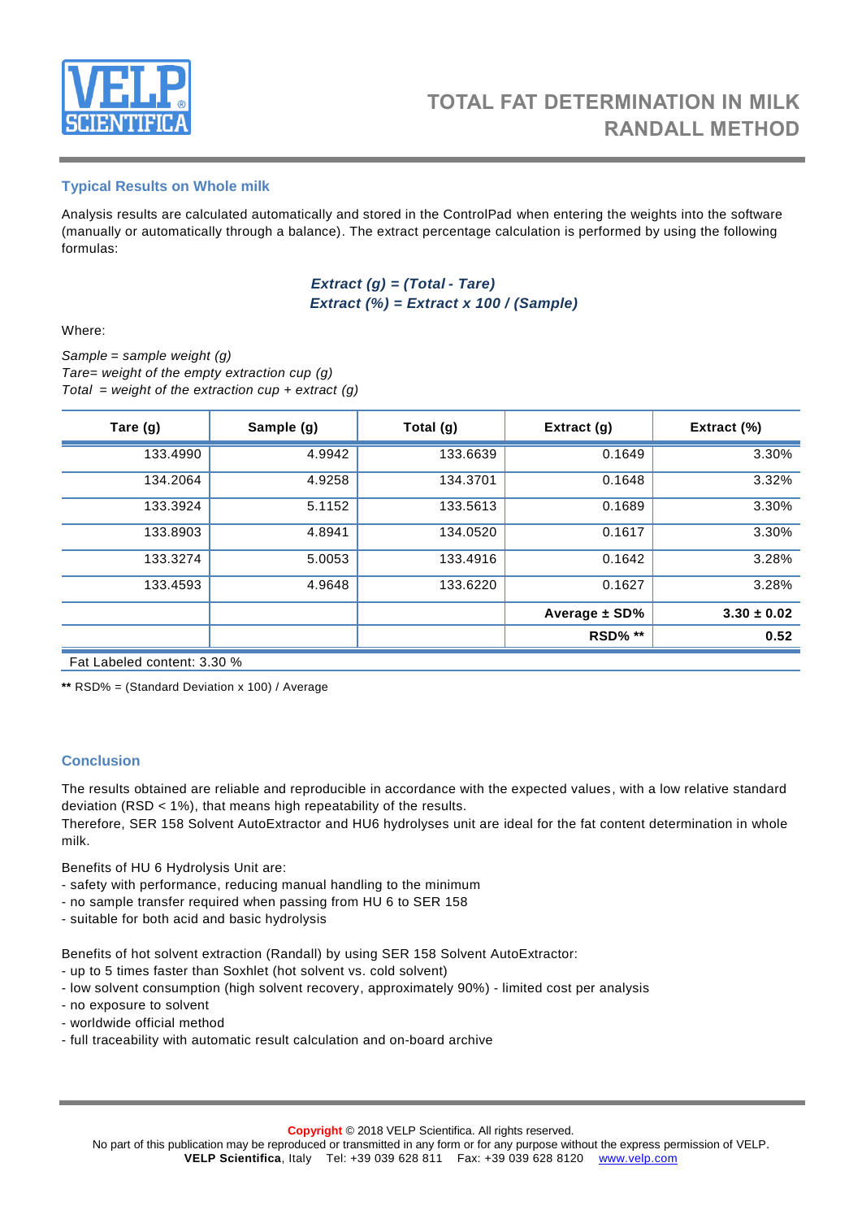### Typical Results on Whole milk

Analysis results are calculated automatically and stored in the ControlPad when entering the weights into the software (manually or automatically through a balance). The extract percentage calculation is performed by using the following formulas:

***Extract (g) = (Total - Tare)***
***Extract (%) = Extract x 100 / (Sample)***

Where:

*Sample = sample weight (g)*
*Tare= weight of the empty extraction cup (g)*
*Total = weight of the extraction cup + extract (g)*

| Tare (g) | Sample (g) | Total (g) | Extract (g) | Extract (%) |
|---|---|---|---|---|
| 133.4990 | 4.9942 | 133.6639 | 0.1649 | 3.30% |
| 134.2064 | 4.9258 | 134.3701 | 0.1648 | 3.32% |
| 133.3924 | 5.1152 | 133.5613 | 0.1689 | 3.30% |
| 133.8903 | 4.8941 | 134.0520 | 0.1617 | 3.30% |
| 133.3274 | 5.0053 | 133.4916 | 0.1642 | 3.28% |
| 133.4593 | 4.9648 | 133.6220 | 0.1627 | 3.28% |
| | | | **Average ± SD%** | **3.30 ± 0.02** |
| | | | **RSD% \*\*** | **0.52** |

Fat Labeled content: 3.30 %

**\*\*** RSD% = (Standard Deviation x 100) / Average

### Conclusion

The results obtained are reliable and reproducible in accordance with the expected values, with a low relative standard deviation (RSD < 1%), that means high repeatability of the results.
Therefore, SER 158 Solvent AutoExtractor and HU6 hydrolyses unit are ideal for the fat content determination in whole milk.

Benefits of HU 6 Hydrolysis Unit are:
- safety with performance, reducing manual handling to the minimum
- no sample transfer required when passing from HU 6 to SER 158
- suitable for both acid and basic hydrolysis

Benefits of hot solvent extraction (Randall) by using SER 158 Solvent AutoExtractor:
- up to 5 times faster than Soxhlet (hot solvent vs. cold solvent)
- low solvent consumption (high solvent recovery, approximately 90%) - limited cost per analysis
- no exposure to solvent
- worldwide official method
- full traceability with automatic result calculation and on-board archive